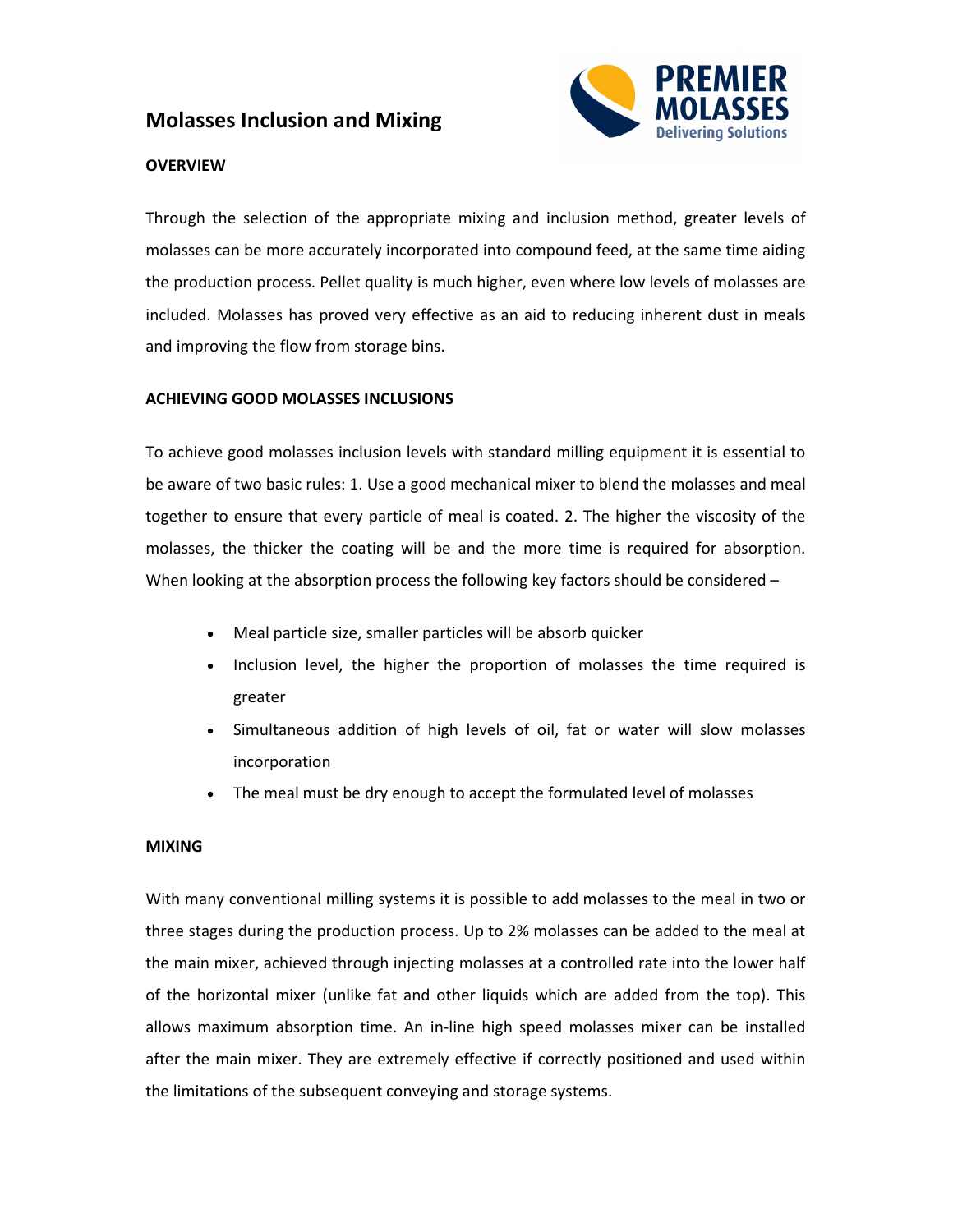# Molasses Inclusion and Mixing

PREMIER MOLASSES
Delivering Solutions

## OVERVIEW

Through the selection of the appropriate mixing and inclusion method, greater levels of molasses can be more accurately incorporated into compound feed, at the same time aiding the production process. Pellet quality is much higher, even where low levels of molasses are included. Molasses has proved very effective as an aid to reducing inherent dust in meals and improving the flow from storage bins.

## ACHIEVING GOOD MOLASSES INCLUSIONS

To achieve good molasses inclusion levels with standard milling equipment it is essential to be aware of two basic rules: 1. Use a good mechanical mixer to blend the molasses and meal together to ensure that every particle of meal is coated. 2. The higher the viscosity of the molasses, the thicker the coating will be and the more time is required for absorption. When looking at the absorption process the following key factors should be considered –

- Meal particle size, smaller particles will be absorb quicker
- Inclusion level, the higher the proportion of molasses the time required is greater
- Simultaneous addition of high levels of oil, fat or water will slow molasses incorporation
- The meal must be dry enough to accept the formulated level of molasses

## MIXING

With many conventional milling systems it is possible to add molasses to the meal in two or three stages during the production process. Up to 2% molasses can be added to the meal at the main mixer, achieved through injecting molasses at a controlled rate into the lower half of the horizontal mixer (unlike fat and other liquids which are added from the top). This allows maximum absorption time. An in-line high speed molasses mixer can be installed after the main mixer. They are extremely effective if correctly positioned and used within the limitations of the subsequent conveying and storage systems.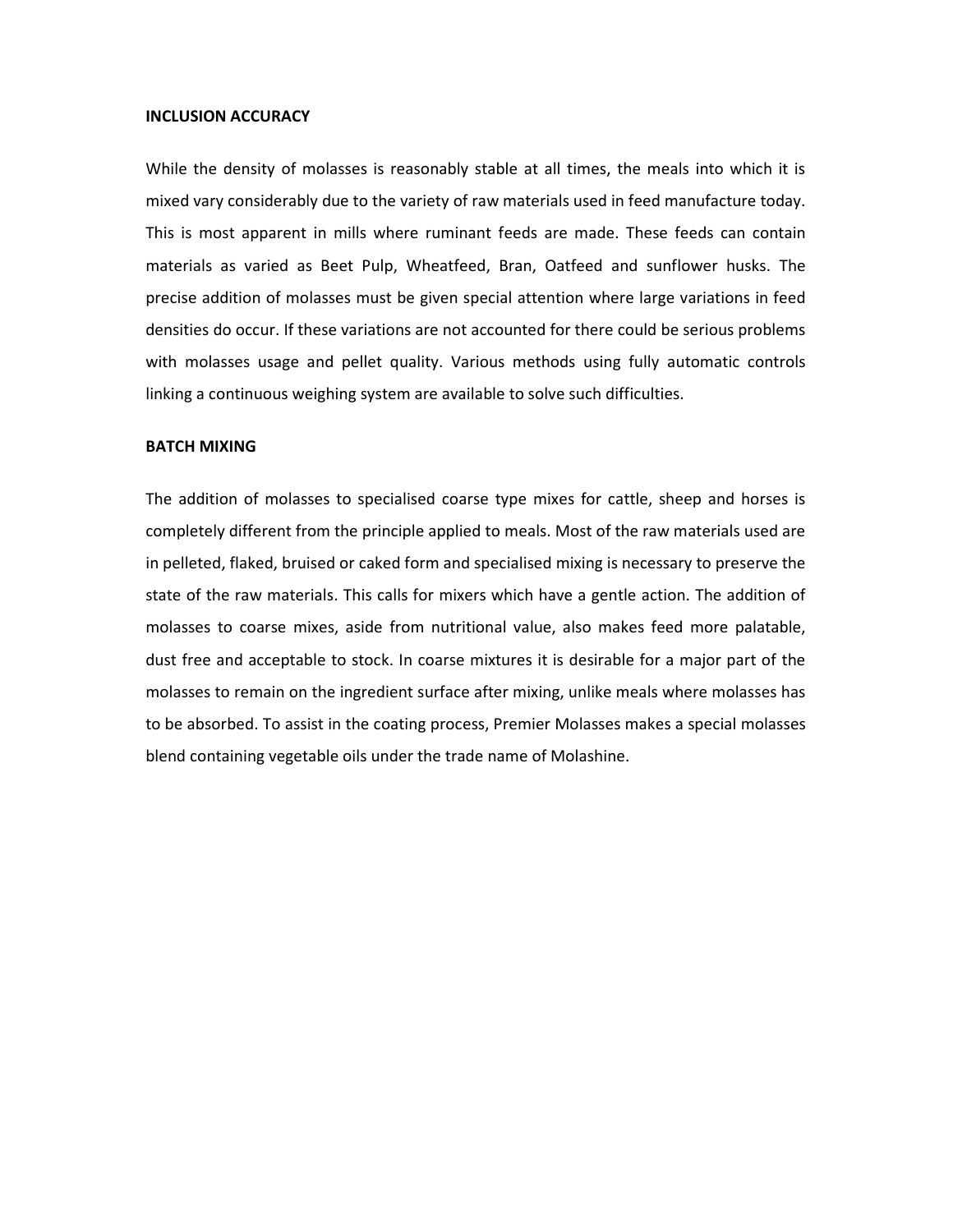## INCLUSION ACCURACY

While the density of molasses is reasonably stable at all times, the meals into which it is mixed vary considerably due to the variety of raw materials used in feed manufacture today. This is most apparent in mills where ruminant feeds are made. These feeds can contain materials as varied as Beet Pulp, Wheatfeed, Bran, Oatfeed and sunflower husks. The precise addition of molasses must be given special attention where large variations in feed densities do occur. If these variations are not accounted for there could be serious problems with molasses usage and pellet quality. Various methods using fully automatic controls linking a continuous weighing system are available to solve such difficulties.

## BATCH MIXING

The addition of molasses to specialised coarse type mixes for cattle, sheep and horses is completely different from the principle applied to meals. Most of the raw materials used are in pelleted, flaked, bruised or caked form and specialised mixing is necessary to preserve the state of the raw materials. This calls for mixers which have a gentle action. The addition of molasses to coarse mixes, aside from nutritional value, also makes feed more palatable, dust free and acceptable to stock. In coarse mixtures it is desirable for a major part of the molasses to remain on the ingredient surface after mixing, unlike meals where molasses has to be absorbed. To assist in the coating process, Premier Molasses makes a special molasses blend containing vegetable oils under the trade name of Molashine.